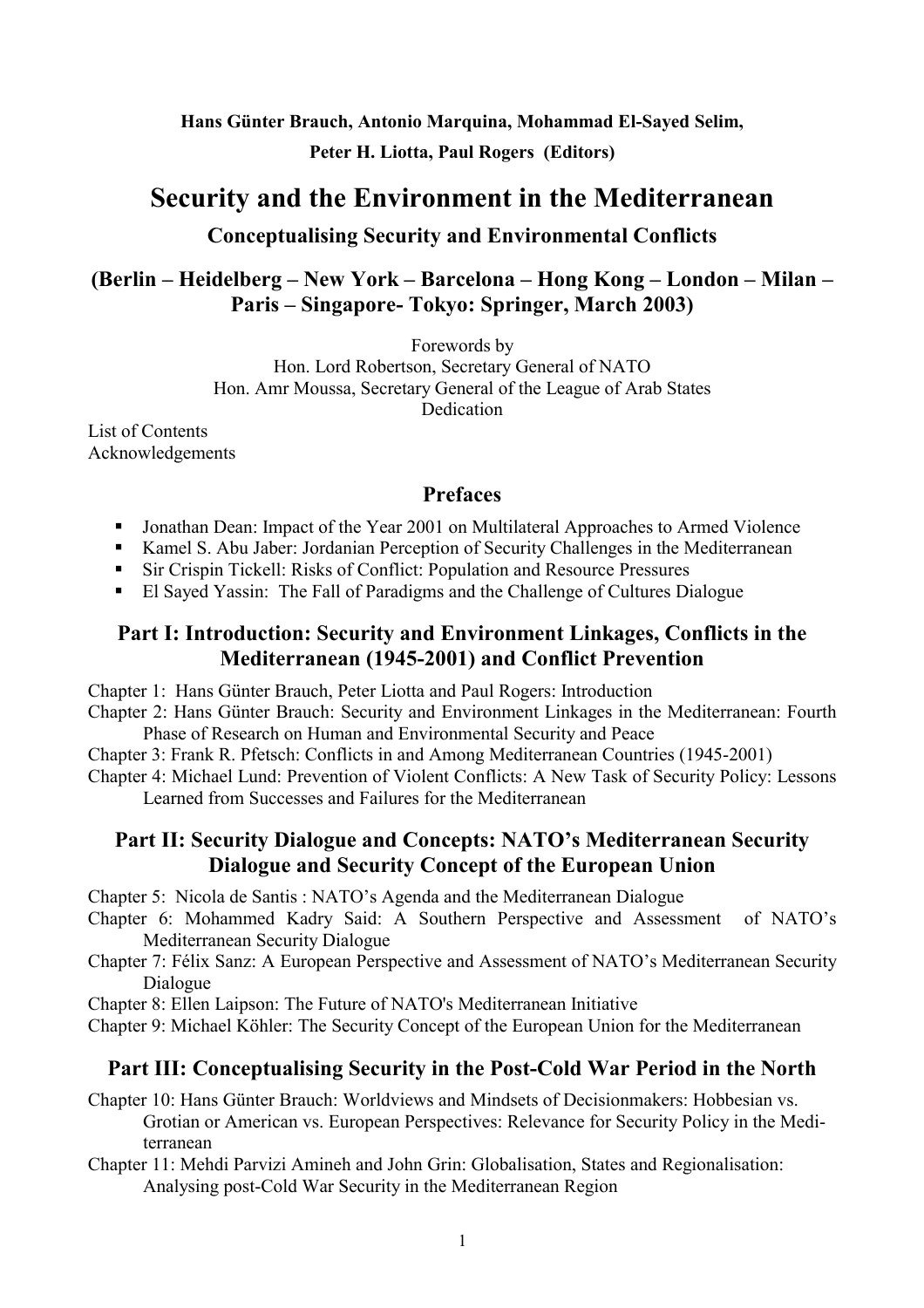**Hans Günter Brauch, Antonio Marquina, Mohammad El-Sayed Selim, Peter H. Liotta, Paul Rogers (Editors)**

# Security and the Environment in the Mediterranean

### Conceptualising Security and Environmental Conflicts

### (Berlin – Heidelberg – New York – Barcelona – Hong Kong – London – Milan – Paris – Singapore- Tokyo: Springer, March 2003)

Forewords by
Hon. Lord Robertson, Secretary General of NATO
Hon. Amr Moussa, Secretary General of the League of Arab States
Dedication

List of Contents
Acknowledgements

## Prefaces

- Jonathan Dean: Impact of the Year 2001 on Multilateral Approaches to Armed Violence
- Kamel S. Abu Jaber: Jordanian Perception of Security Challenges in the Mediterranean
- Sir Crispin Tickell: Risks of Conflict: Population and Resource Pressures
- El Sayed Yassin: The Fall of Paradigms and the Challenge of Cultures Dialogue

## Part I: Introduction: Security and Environment Linkages, Conflicts in the Mediterranean (1945-2001) and Conflict Prevention

Chapter 1: Hans Günter Brauch, Peter Liotta and Paul Rogers: Introduction

Chapter 2: Hans Günter Brauch: Security and Environment Linkages in the Mediterranean: Fourth Phase of Research on Human and Environmental Security and Peace

Chapter 3: Frank R. Pfetsch: Conflicts in and Among Mediterranean Countries (1945-2001)

Chapter 4: Michael Lund: Prevention of Violent Conflicts: A New Task of Security Policy: Lessons Learned from Successes and Failures for the Mediterranean

## Part II: Security Dialogue and Concepts: NATO's Mediterranean Security Dialogue and Security Concept of the European Union

Chapter 5: Nicola de Santis : NATO's Agenda and the Mediterranean Dialogue

Chapter 6: Mohammed Kadry Said: A Southern Perspective and Assessment of NATO's Mediterranean Security Dialogue

Chapter 7: Félix Sanz: A European Perspective and Assessment of NATO's Mediterranean Security Dialogue

Chapter 8: Ellen Laipson: The Future of NATO's Mediterranean Initiative

Chapter 9: Michael Köhler: The Security Concept of the European Union for the Mediterranean

## Part III: Conceptualising Security in the Post-Cold War Period in the North

Chapter 10: Hans Günter Brauch: Worldviews and Mindsets of Decisionmakers: Hobbesian vs. Grotian or American vs. European Perspectives: Relevance for Security Policy in the Mediterranean

Chapter 11: Mehdi Parvizi Amineh and John Grin: Globalisation, States and Regionalisation: Analysing post-Cold War Security in the Mediterranean Region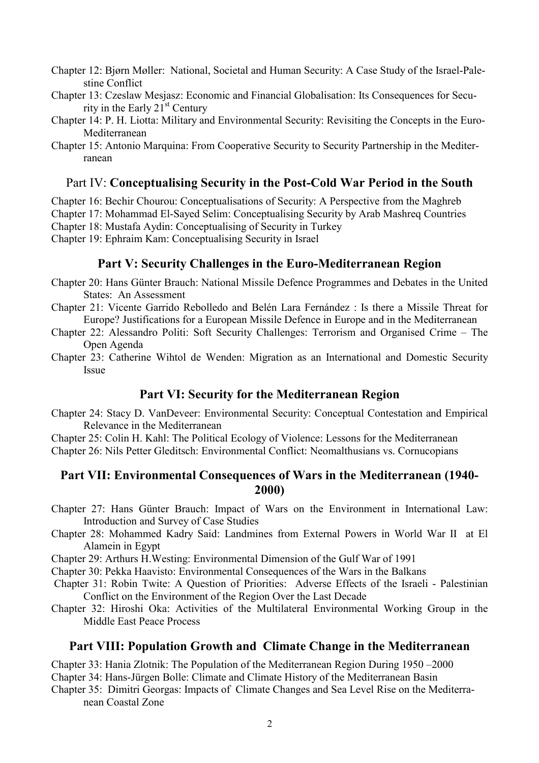Chapter 12: Bjørn Møller: National, Societal and Human Security: A Case Study of the Israel-Palestine Conflict

Chapter 13: Czeslaw Mesjasz: Economic and Financial Globalisation: Its Consequences for Security in the Early 21st Century

Chapter 14: P. H. Liotta: Military and Environmental Security: Revisiting the Concepts in the Euro-Mediterranean

Chapter 15: Antonio Marquina: From Cooperative Security to Security Partnership in the Mediterranean

## Part IV: **Conceptualising Security in the Post-Cold War Period in the South**

Chapter 16: Bechir Chourou: Conceptualisations of Security: A Perspective from the Maghreb

Chapter 17: Mohammad El-Sayed Selim: Conceptualising Security by Arab Mashreq Countries

Chapter 18: Mustafa Aydin: Conceptualising of Security in Turkey

Chapter 19: Ephraim Kam: Conceptualising Security in Israel

## Part V: Security Challenges in the Euro-Mediterranean Region

Chapter 20: Hans Günter Brauch: National Missile Defence Programmes and Debates in the United States: An Assessment

Chapter 21: Vicente Garrido Rebolledo and Belén Lara Fernández : Is there a Missile Threat for Europe? Justifications for a European Missile Defence in Europe and in the Mediterranean

Chapter 22: Alessandro Politi: Soft Security Challenges: Terrorism and Organised Crime – The Open Agenda

Chapter 23: Catherine Wihtol de Wenden: Migration as an International and Domestic Security Issue

## Part VI: Security for the Mediterranean Region

Chapter 24: Stacy D. VanDeveer: Environmental Security: Conceptual Contestation and Empirical Relevance in the Mediterranean

Chapter 25: Colin H. Kahl: The Political Ecology of Violence: Lessons for the Mediterranean

Chapter 26: Nils Petter Gleditsch: Environmental Conflict: Neomalthusians vs. Cornucopians

## Part VII: Environmental Consequences of Wars in the Mediterranean (1940-2000)

Chapter 27: Hans Günter Brauch: Impact of Wars on the Environment in International Law: Introduction and Survey of Case Studies

Chapter 28: Mohammed Kadry Said: Landmines from External Powers in World War II at El Alamein in Egypt

Chapter 29: Arthurs H.Westing: Environmental Dimension of the Gulf War of 1991

Chapter 30: Pekka Haavisto: Environmental Consequences of the Wars in the Balkans

Chapter 31: Robin Twite: A Question of Priorities: Adverse Effects of the Israeli - Palestinian Conflict on the Environment of the Region Over the Last Decade

Chapter 32: Hiroshi Oka: Activities of the Multilateral Environmental Working Group in the Middle East Peace Process

## Part VIII: Population Growth and Climate Change in the Mediterranean

Chapter 33: Hania Zlotnik: The Population of the Mediterranean Region During 1950 –2000

Chapter 34: Hans-Jürgen Bolle: Climate and Climate History of the Mediterranean Basin

Chapter 35: Dimitri Georgas: Impacts of Climate Changes and Sea Level Rise on the Mediterranean Coastal Zone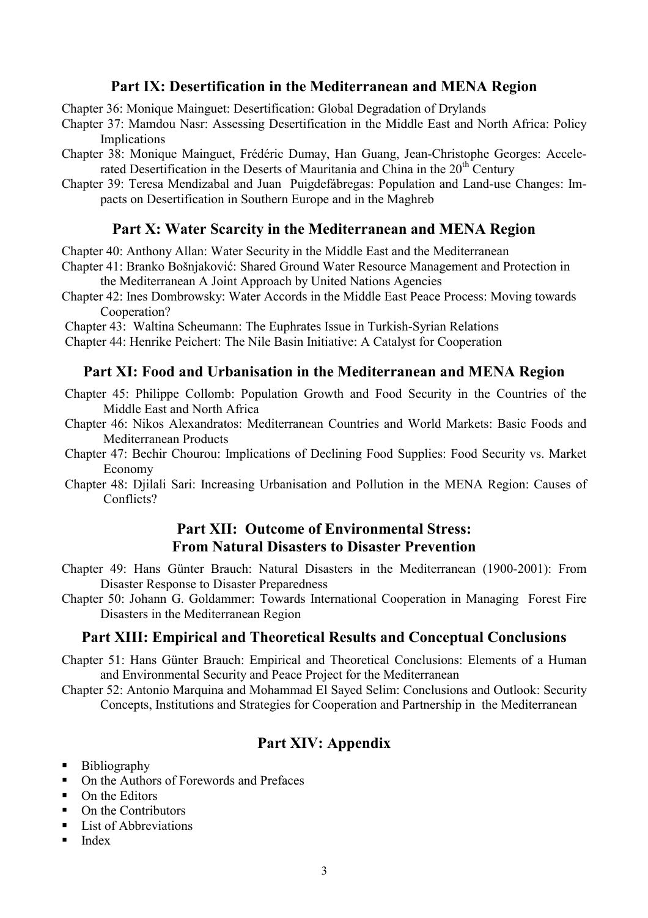## Part IX: Desertification in the Mediterranean and MENA Region

Chapter 36: Monique Mainguet: Desertification: Global Degradation of Drylands

Chapter 37: Mamdou Nasr: Assessing Desertification in the Middle East and North Africa: Policy Implications

Chapter 38: Monique Mainguet, Frédéric Dumay, Han Guang, Jean-Christophe Georges: Accelerated Desertification in the Deserts of Mauritania and China in the 20th Century

Chapter 39: Teresa Mendizabal and Juan Puigdefábregas: Population and Land-use Changes: Impacts on Desertification in Southern Europe and in the Maghreb

## Part X: Water Scarcity in the Mediterranean and MENA Region

Chapter 40: Anthony Allan: Water Security in the Middle East and the Mediterranean

Chapter 41: Branko Bošnjaković: Shared Ground Water Resource Management and Protection in the Mediterranean A Joint Approach by United Nations Agencies

Chapter 42: Ines Dombrowsky: Water Accords in the Middle East Peace Process: Moving towards Cooperation?

Chapter 43: Waltina Scheumann: The Euphrates Issue in Turkish-Syrian Relations

Chapter 44: Henrike Peichert: The Nile Basin Initiative: A Catalyst for Cooperation

## Part XI: Food and Urbanisation in the Mediterranean and MENA Region

Chapter 45: Philippe Collomb: Population Growth and Food Security in the Countries of the Middle East and North Africa

Chapter 46: Nikos Alexandratos: Mediterranean Countries and World Markets: Basic Foods and Mediterranean Products

Chapter 47: Bechir Chourou: Implications of Declining Food Supplies: Food Security vs. Market Economy

Chapter 48: Djilali Sari: Increasing Urbanisation and Pollution in the MENA Region: Causes of Conflicts?

## Part XII: Outcome of Environmental Stress: From Natural Disasters to Disaster Prevention

Chapter 49: Hans Günter Brauch: Natural Disasters in the Mediterranean (1900-2001): From Disaster Response to Disaster Preparedness

Chapter 50: Johann G. Goldammer: Towards International Cooperation in Managing Forest Fire Disasters in the Mediterranean Region

## Part XIII: Empirical and Theoretical Results and Conceptual Conclusions

Chapter 51: Hans Günter Brauch: Empirical and Theoretical Conclusions: Elements of a Human and Environmental Security and Peace Project for the Mediterranean

Chapter 52: Antonio Marquina and Mohammad El Sayed Selim: Conclusions and Outlook: Security Concepts, Institutions and Strategies for Cooperation and Partnership in the Mediterranean

## Part XIV: Appendix

- Bibliography
- On the Authors of Forewords and Prefaces
- On the Editors
- On the Contributors
- List of Abbreviations
- Index